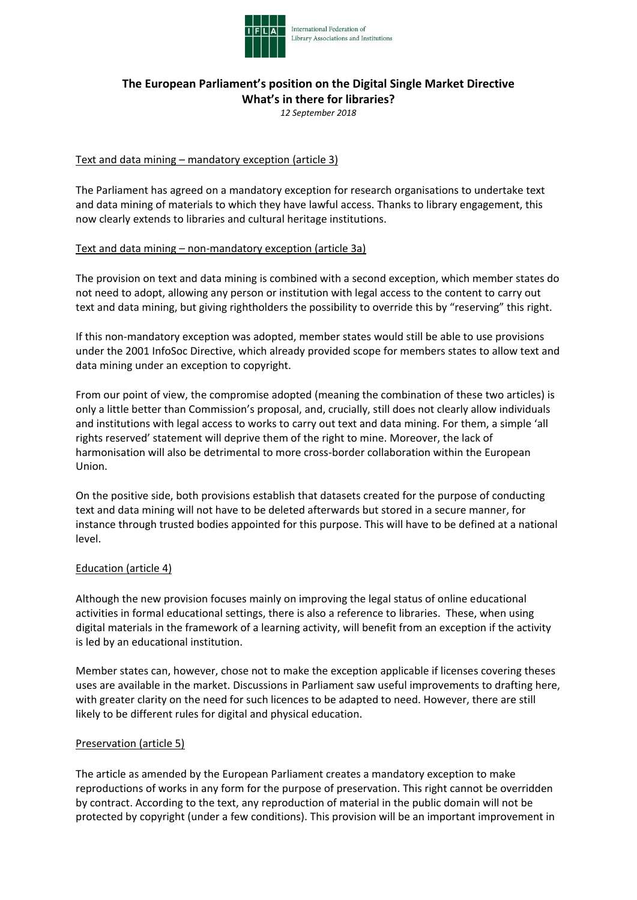International Federation of Library Associations and Institutions

# The European Parliament's position on the Digital Single Market Directive
## What's in there for libraries?

*12 September 2018*

Text and data mining – mandatory exception (article 3)

The Parliament has agreed on a mandatory exception for research organisations to undertake text and data mining of materials to which they have lawful access. Thanks to library engagement, this now clearly extends to libraries and cultural heritage institutions.

Text and data mining – non-mandatory exception (article 3a)

The provision on text and data mining is combined with a second exception, which member states do not need to adopt, allowing any person or institution with legal access to the content to carry out text and data mining, but giving rightholders the possibility to override this by "reserving" this right.

If this non-mandatory exception was adopted, member states would still be able to use provisions under the 2001 InfoSoc Directive, which already provided scope for members states to allow text and data mining under an exception to copyright.

From our point of view, the compromise adopted (meaning the combination of these two articles) is only a little better than Commission's proposal, and, crucially, still does not clearly allow individuals and institutions with legal access to works to carry out text and data mining. For them, a simple 'all rights reserved' statement will deprive them of the right to mine. Moreover, the lack of harmonisation will also be detrimental to more cross-border collaboration within the European Union.

On the positive side, both provisions establish that datasets created for the purpose of conducting text and data mining will not have to be deleted afterwards but stored in a secure manner, for instance through trusted bodies appointed for this purpose. This will have to be defined at a national level.

Education (article 4)

Although the new provision focuses mainly on improving the legal status of online educational activities in formal educational settings, there is also a reference to libraries. These, when using digital materials in the framework of a learning activity, will benefit from an exception if the activity is led by an educational institution.

Member states can, however, chose not to make the exception applicable if licenses covering theses uses are available in the market. Discussions in Parliament saw useful improvements to drafting here, with greater clarity on the need for such licences to be adapted to need. However, there are still likely to be different rules for digital and physical education.

Preservation (article 5)

The article as amended by the European Parliament creates a mandatory exception to make reproductions of works in any form for the purpose of preservation. This right cannot be overridden by contract. According to the text, any reproduction of material in the public domain will not be protected by copyright (under a few conditions). This provision will be an important improvement in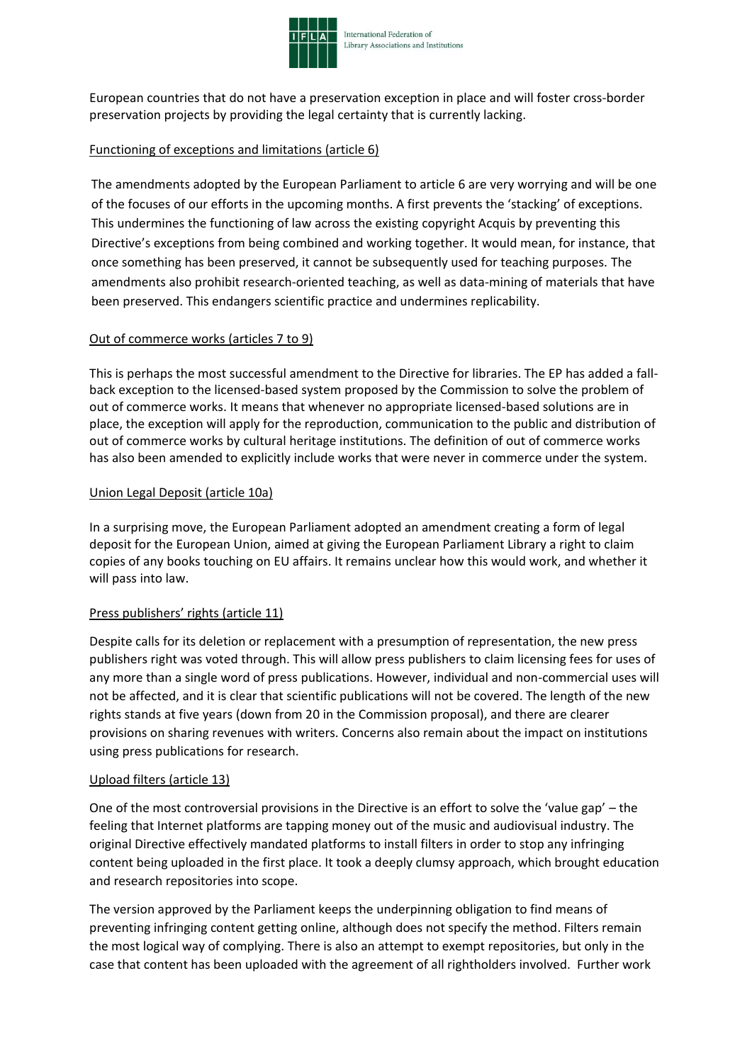European countries that do not have a preservation exception in place and will foster cross-border preservation projects by providing the legal certainty that is currently lacking.

## Functioning of exceptions and limitations (article 6)

The amendments adopted by the European Parliament to article 6 are very worrying and will be one of the focuses of our efforts in the upcoming months. A first prevents the 'stacking' of exceptions. This undermines the functioning of law across the existing copyright Acquis by preventing this Directive's exceptions from being combined and working together. It would mean, for instance, that once something has been preserved, it cannot be subsequently used for teaching purposes. The amendments also prohibit research-oriented teaching, as well as data-mining of materials that have been preserved. This endangers scientific practice and undermines replicability.

## Out of commerce works (articles 7 to 9)

This is perhaps the most successful amendment to the Directive for libraries. The EP has added a fall-back exception to the licensed-based system proposed by the Commission to solve the problem of out of commerce works. It means that whenever no appropriate licensed-based solutions are in place, the exception will apply for the reproduction, communication to the public and distribution of out of commerce works by cultural heritage institutions. The definition of out of commerce works has also been amended to explicitly include works that were never in commerce under the system.

## Union Legal Deposit (article 10a)

In a surprising move, the European Parliament adopted an amendment creating a form of legal deposit for the European Union, aimed at giving the European Parliament Library a right to claim copies of any books touching on EU affairs. It remains unclear how this would work, and whether it will pass into law.

## Press publishers' rights (article 11)

Despite calls for its deletion or replacement with a presumption of representation, the new press publishers right was voted through. This will allow press publishers to claim licensing fees for uses of any more than a single word of press publications. However, individual and non-commercial uses will not be affected, and it is clear that scientific publications will not be covered. The length of the new rights stands at five years (down from 20 in the Commission proposal), and there are clearer provisions on sharing revenues with writers. Concerns also remain about the impact on institutions using press publications for research.

## Upload filters (article 13)

One of the most controversial provisions in the Directive is an effort to solve the 'value gap' – the feeling that Internet platforms are tapping money out of the music and audiovisual industry. The original Directive effectively mandated platforms to install filters in order to stop any infringing content being uploaded in the first place. It took a deeply clumsy approach, which brought education and research repositories into scope.

The version approved by the Parliament keeps the underpinning obligation to find means of preventing infringing content getting online, although does not specify the method. Filters remain the most logical way of complying. There is also an attempt to exempt repositories, but only in the case that content has been uploaded with the agreement of all rightholders involved. Further work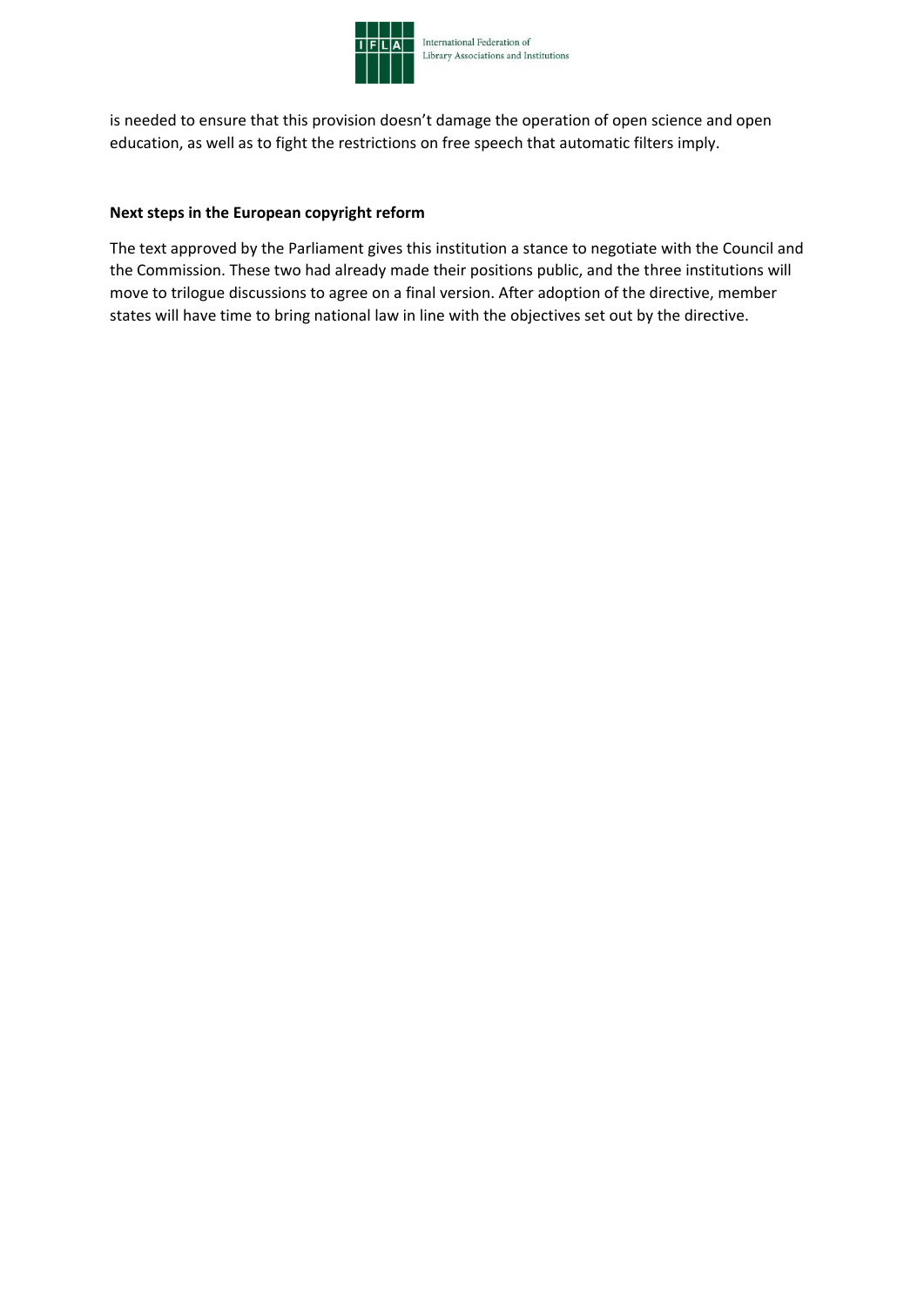is needed to ensure that this provision doesn't damage the operation of open science and open education, as well as to fight the restrictions on free speech that automatic filters imply.

**Next steps in the European copyright reform**

The text approved by the Parliament gives this institution a stance to negotiate with the Council and the Commission. These two had already made their positions public, and the three institutions will move to trilogue discussions to agree on a final version. After adoption of the directive, member states will have time to bring national law in line with the objectives set out by the directive.